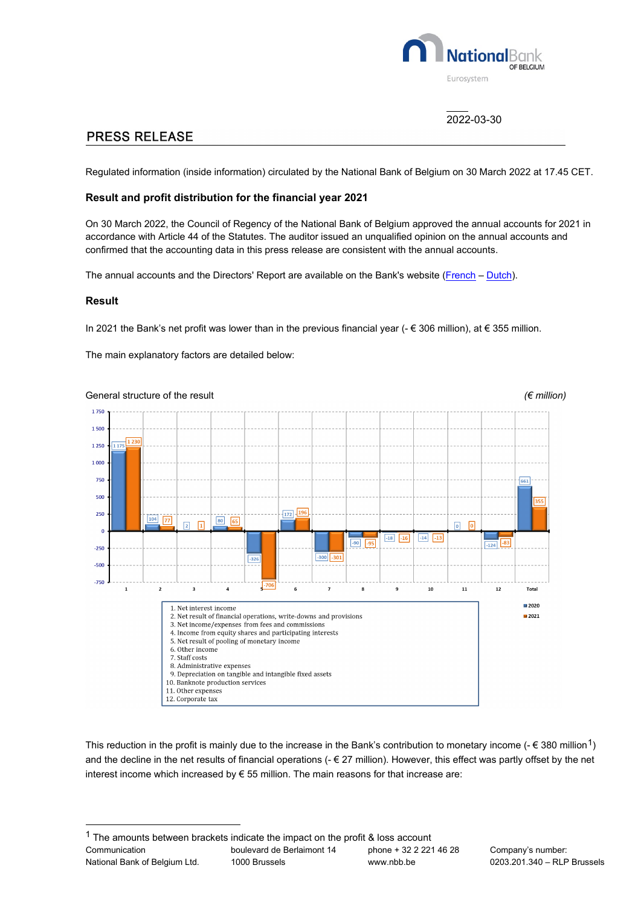2022-03-30

# PRESS RELEASE

Regulated information (inside information) circulated by the National Bank of Belgium on 30 March 2022 at 17.45 CET.

### Result and profit distribution for the financial year 2021

On 30 March 2022, the Council of Regency of the National Bank of Belgium approved the annual accounts for 2021 in accordance with Article 44 of the Statutes. The auditor issued an unqualified opinion on the annual accounts and confirmed that the accounting data in this press release are consistent with the annual accounts.

The annual accounts and the Directors' Report are available on the Bank's website (French – Dutch).

### Result

In 2021 the Bank's net profit was lower than in the previous financial year (- € 306 million), at € 355 million.

The main explanatory factors are detailed below:

General structure of the result *(€ million)*

| | 2020 | 2021 |
|---|---|---|
| 1. Net interest income | 1 175 | 1 230 |
| 2. Net result of financial operations, write-downs and provisions | 104 | 77 |
| 3. Net income/expenses from fees and commissions | 2 | 1 |
| 4. Income from equity shares and participating interests | 80 | 65 |
| 5. Net result of pooling of monetary income | -326 | -706 |
| 6. Other income | 172 | 196 |
| 7. Staff costs | -300 | -301 |
| 8. Administrative expenses | -90 | -95 |
| 9. Depreciation on tangible and intangible fixed assets | -18 | -16 |
| 10. Banknote production services | -14 | -13 |
| 11. Other expenses | 0 | 0 |
| 12. Corporate tax | -124 | -83 |
| Total | 661 | 355 |

This reduction in the profit is mainly due to the increase in the Bank's contribution to monetary income (- € 380 million[1]) and the decline in the net results of financial operations (- € 27 million). However, this effect was partly offset by the net interest income which increased by € 55 million. The main reasons for that increase are:

[1] The amounts between brackets indicate the impact on the profit & loss account

Communication | boulevard de Berlaimont 14 | phone + 32 2 221 46 28 | Company's number:
National Bank of Belgium Ltd. | 1000 Brussels | www.nbb.be | 0203.201.340 – RLP Brussels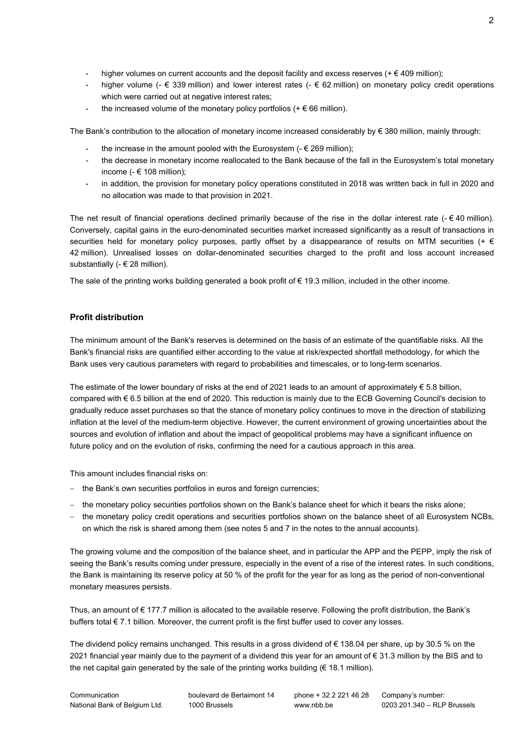- higher volumes on current accounts and the deposit facility and excess reserves (+ € 409 million);
- higher volume (- € 339 million) and lower interest rates (- € 62 million) on monetary policy credit operations which were carried out at negative interest rates;
- the increased volume of the monetary policy portfolios (+ € 66 million).

The Bank's contribution to the allocation of monetary income increased considerably by € 380 million, mainly through:

- the increase in the amount pooled with the Eurosystem (- € 269 million);
- the decrease in monetary income reallocated to the Bank because of the fall in the Eurosystem's total monetary income (- € 108 million);
- in addition, the provision for monetary policy operations constituted in 2018 was written back in full in 2020 and no allocation was made to that provision in 2021.

The net result of financial operations declined primarily because of the rise in the dollar interest rate (- € 40 million). Conversely, capital gains in the euro-denominated securities market increased significantly as a result of transactions in securities held for monetary policy purposes, partly offset by a disappearance of results on MTM securities (+ € 42 million). Unrealised losses on dollar-denominated securities charged to the profit and loss account increased substantially (- € 28 million).

The sale of the printing works building generated a book profit of € 19.3 million, included in the other income.

## Profit distribution

The minimum amount of the Bank's reserves is determined on the basis of an estimate of the quantifiable risks. All the Bank's financial risks are quantified either according to the value at risk/expected shortfall methodology, for which the Bank uses very cautious parameters with regard to probabilities and timescales, or to long-term scenarios.

The estimate of the lower boundary of risks at the end of 2021 leads to an amount of approximately € 5.8 billion, compared with € 6.5 billion at the end of 2020. This reduction is mainly due to the ECB Governing Council's decision to gradually reduce asset purchases so that the stance of monetary policy continues to move in the direction of stabilizing inflation at the level of the medium-term objective. However, the current environment of growing uncertainties about the sources and evolution of inflation and about the impact of geopolitical problems may have a significant influence on future policy and on the evolution of risks, confirming the need for a cautious approach in this area.

This amount includes financial risks on:

- the Bank's own securities portfolios in euros and foreign currencies;
- the monetary policy securities portfolios shown on the Bank's balance sheet for which it bears the risks alone;
- the monetary policy credit operations and securities portfolios shown on the balance sheet of all Eurosystem NCBs, on which the risk is shared among them (see notes 5 and 7 in the notes to the annual accounts).

The growing volume and the composition of the balance sheet, and in particular the APP and the PEPP, imply the risk of seeing the Bank's results coming under pressure, especially in the event of a rise of the interest rates. In such conditions, the Bank is maintaining its reserve policy at 50 % of the profit for the year for as long as the period of non-conventional monetary measures persists.

Thus, an amount of € 177.7 million is allocated to the available reserve. Following the profit distribution, the Bank's buffers total € 7.1 billion. Moreover, the current profit is the first buffer used to cover any losses.

The dividend policy remains unchanged. This results in a gross dividend of € 138.04 per share, up by 30.5 % on the 2021 financial year mainly due to the payment of a dividend this year for an amount of € 31.3 million by the BIS and to the net capital gain generated by the sale of the printing works building (€ 18.1 million).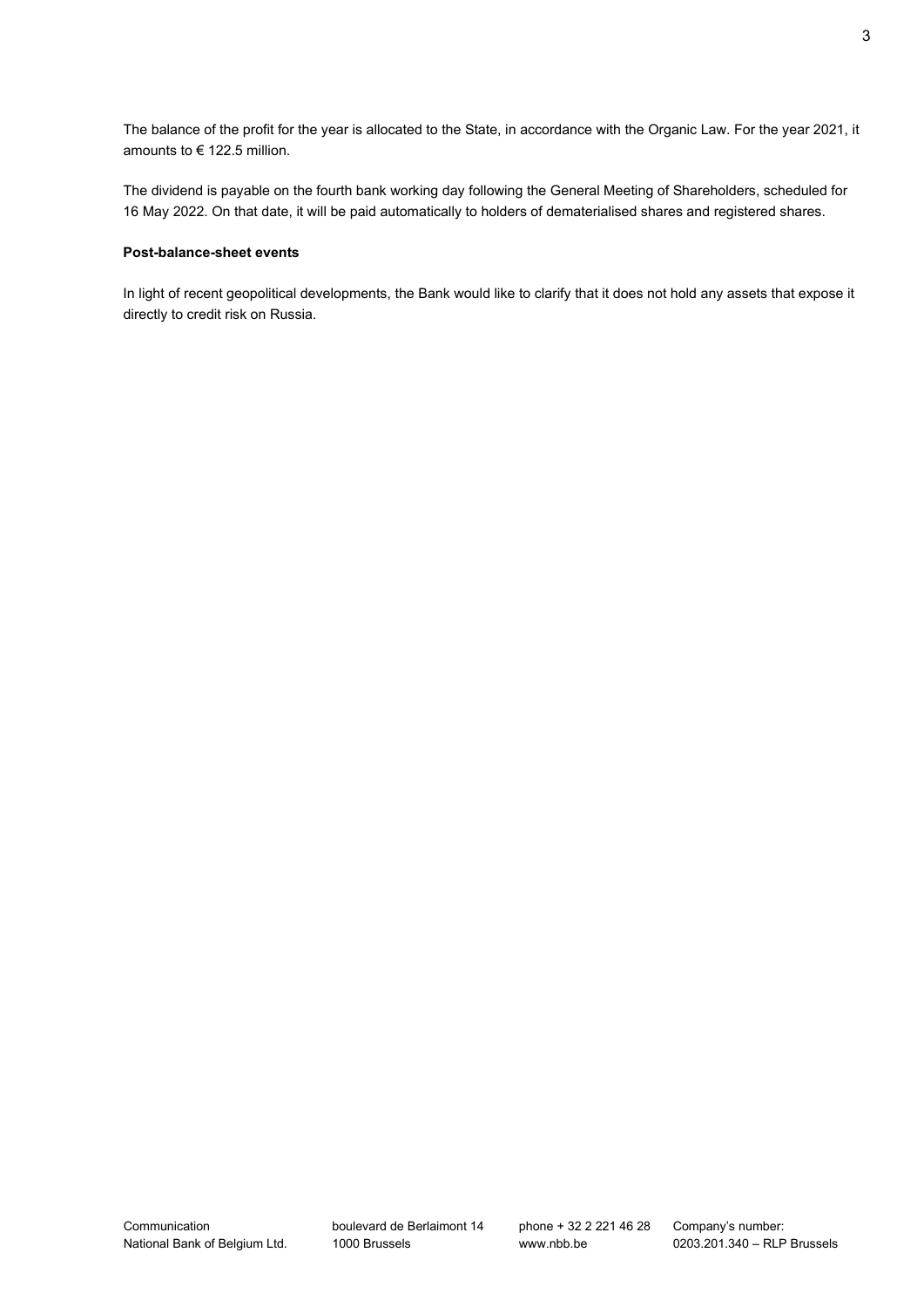The balance of the profit for the year is allocated to the State, in accordance with the Organic Law. For the year 2021, it amounts to € 122.5 million.

The dividend is payable on the fourth bank working day following the General Meeting of Shareholders, scheduled for 16 May 2022. On that date, it will be paid automatically to holders of dematerialised shares and registered shares.

**Post-balance-sheet events**

In light of recent geopolitical developments, the Bank would like to clarify that it does not hold any assets that expose it directly to credit risk on Russia.